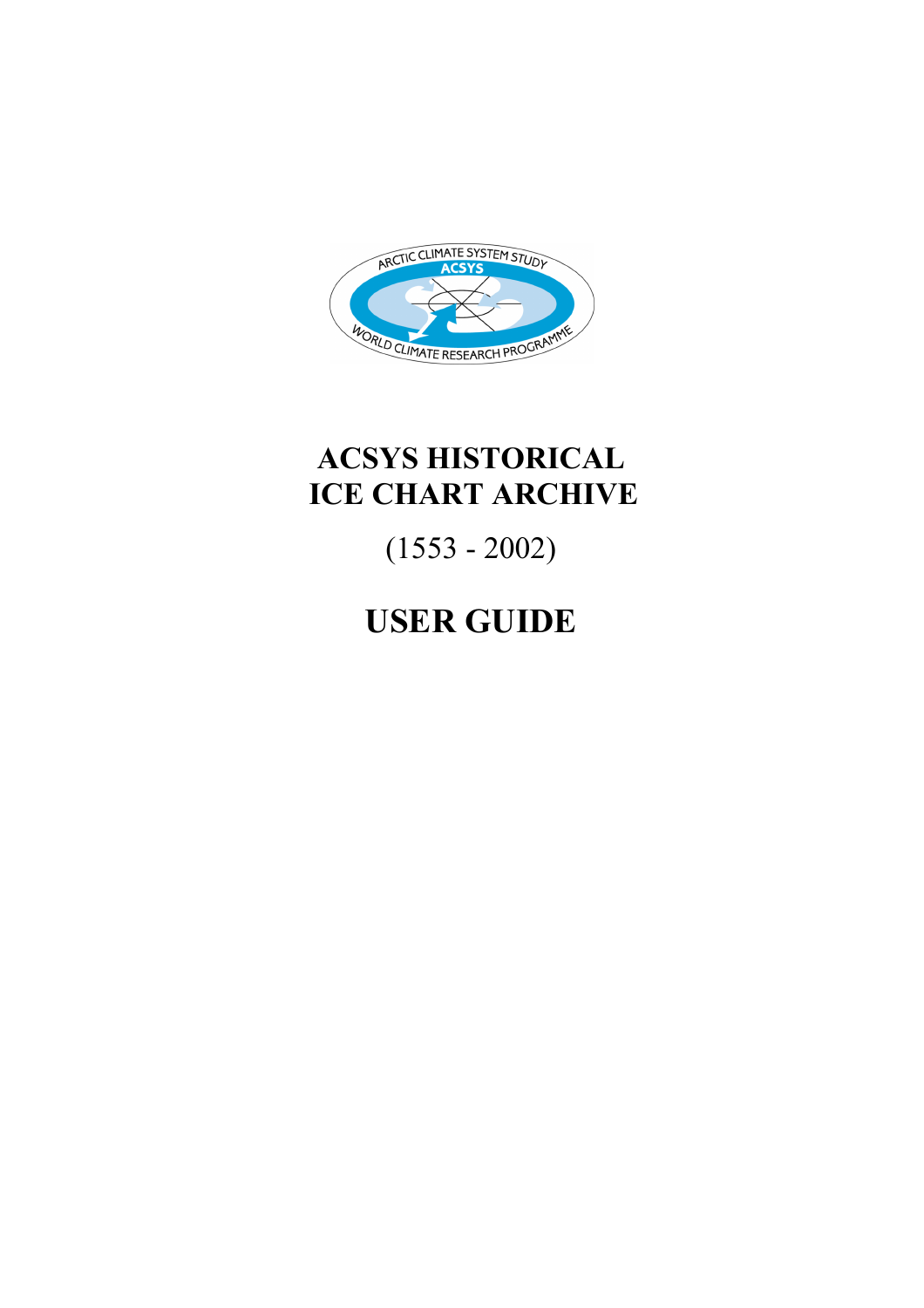# ACSYS HISTORICAL ICE CHART ARCHIVE

(1553 - 2002)

# USER GUIDE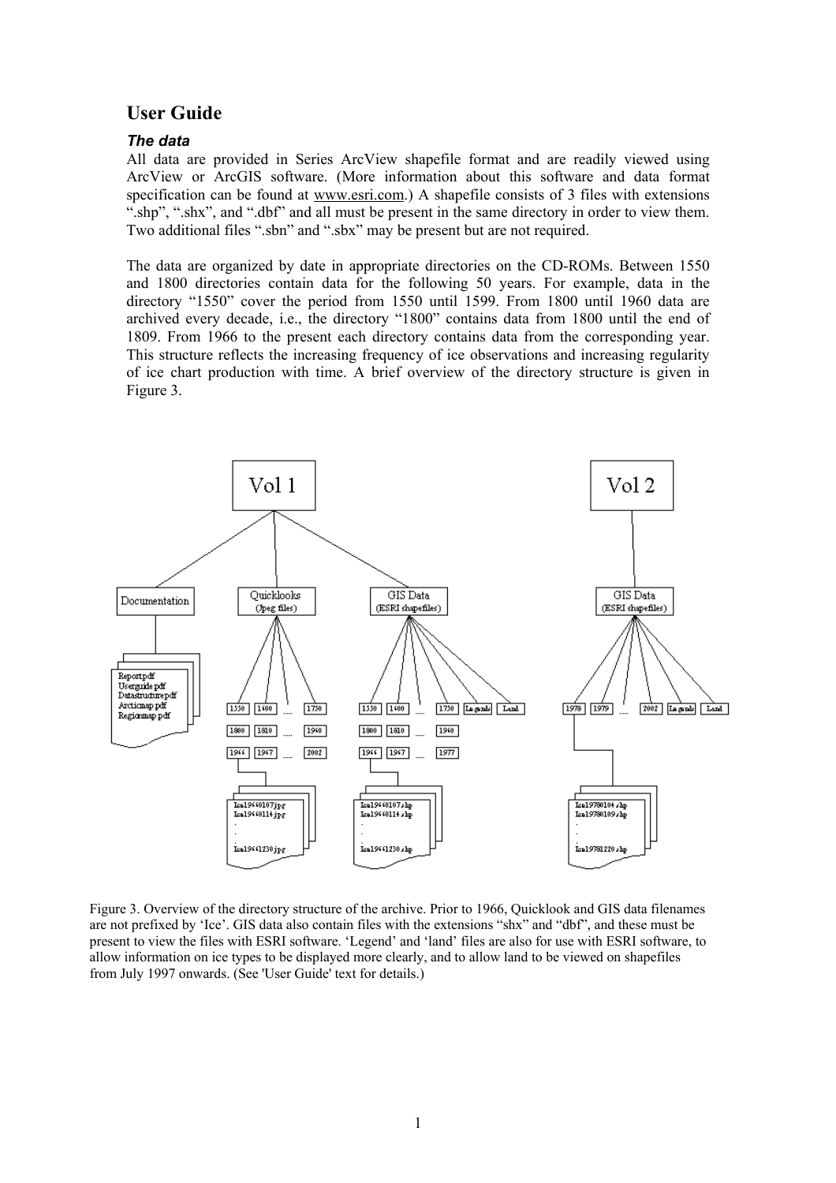## User Guide

### *The data*

All data are provided in Series ArcView shapefile format and are readily viewed using ArcView or ArcGIS software. (More information about this software and data format specification can be found at www.esri.com.) A shapefile consists of 3 files with extensions ".shp", ".shx", and ".dbf" and all must be present in the same directory in order to view them. Two additional files ".sbn" and ".sbx" may be present but are not required.

The data are organized by date in appropriate directories on the CD-ROMs. Between 1550 and 1800 directories contain data for the following 50 years. For example, data in the directory "1550" cover the period from 1550 until 1599. From 1800 until 1960 data are archived every decade, i.e., the directory "1800" contains data from 1800 until the end of 1809. From 1966 to the present each directory contains data from the corresponding year. This structure reflects the increasing frequency of ice observations and increasing regularity of ice chart production with time. A brief overview of the directory structure is given in Figure 3.

Figure 3. Overview of the directory structure of the archive. Prior to 1966, Quicklook and GIS data filenames are not prefixed by 'Ice'. GIS data also contain files with the extensions "shx" and "dbf", and these must be present to view the files with ESRI software. 'Legend' and 'land' files are also for use with ESRI software, to allow information on ice types to be displayed more clearly, and to allow land to be viewed on shapefiles from July 1997 onwards. (See 'User Guide' text for details.)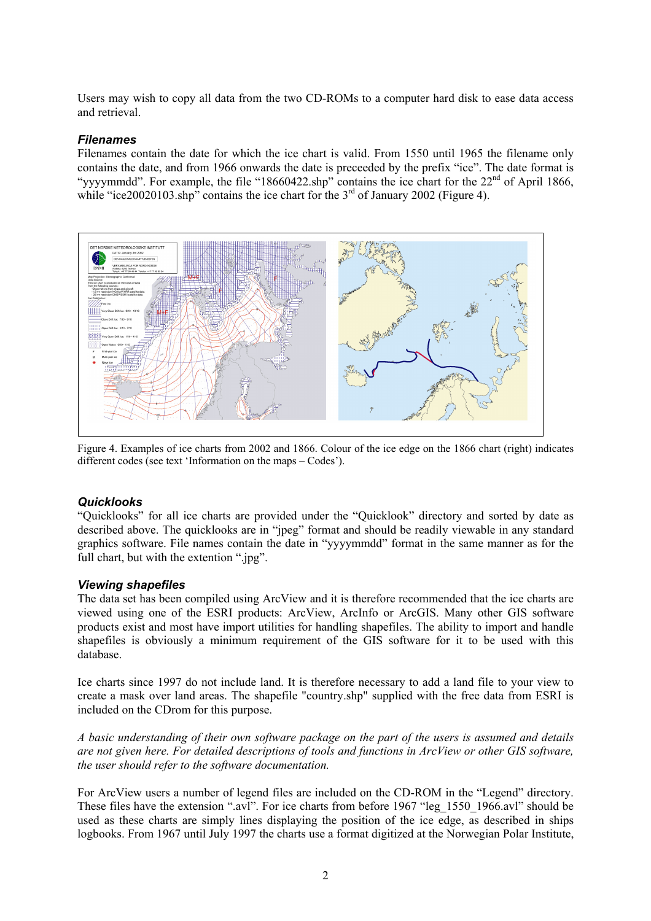Users may wish to copy all data from the two CD-ROMs to a computer hard disk to ease data access and retrieval.

### *Filenames*

Filenames contain the date for which the ice chart is valid. From 1550 until 1965 the filename only contains the date, and from 1966 onwards the date is preceeded by the prefix “ice”. The date format is “yyyymmdd”. For example, the file “18660422.shp” contains the ice chart for the 22nd of April 1866, while “ice20020103.shp” contains the ice chart for the 3rd of January 2002 (Figure 4).

Figure 4. Examples of ice charts from 2002 and 1866. Colour of the ice edge on the 1866 chart (right) indicates different codes (see text ‘Information on the maps – Codes’).

### *Quicklooks*

“Quicklooks” for all ice charts are provided under the “Quicklook” directory and sorted by date as described above. The quicklooks are in “jpeg” format and should be readily viewable in any standard graphics software. File names contain the date in “yyyymmdd” format in the same manner as for the full chart, but with the extention “.jpg”.

### *Viewing shapefiles*

The data set has been compiled using ArcView and it is therefore recommended that the ice charts are viewed using one of the ESRI products: ArcView, ArcInfo or ArcGIS. Many other GIS software products exist and most have import utilities for handling shapefiles. The ability to import and handle shapefiles is obviously a minimum requirement of the GIS software for it to be used with this database.

Ice charts since 1997 do not include land. It is therefore necessary to add a land file to your view to create a mask over land areas. The shapefile "country.shp" supplied with the free data from ESRI is included on the CDrom for this purpose.

*A basic understanding of their own software package on the part of the users is assumed and details are not given here. For detailed descriptions of tools and functions in ArcView or other GIS software, the user should refer to the software documentation.*

For ArcView users a number of legend files are included on the CD-ROM in the “Legend” directory. These files have the extension “.avl”. For ice charts from before 1967 “leg_1550_1966.avl” should be used as these charts are simply lines displaying the position of the ice edge, as described in ships logbooks. From 1967 until July 1997 the charts use a format digitized at the Norwegian Polar Institute,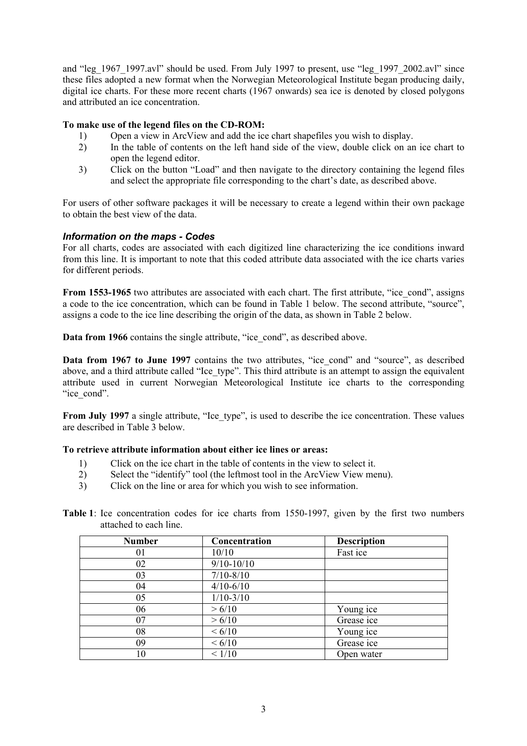and "leg_1967_1997.avl" should be used. From July 1997 to present, use "leg_1997_2002.avl" since these files adopted a new format when the Norwegian Meteorological Institute began producing daily, digital ice charts. For these more recent charts (1967 onwards) sea ice is denoted by closed polygons and attributed an ice concentration.

**To make use of the legend files on the CD-ROM:**

1) Open a view in ArcView and add the ice chart shapefiles you wish to display.
2) In the table of contents on the left hand side of the view, double click on an ice chart to open the legend editor.
3) Click on the button "Load" and then navigate to the directory containing the legend files and select the appropriate file corresponding to the chart's date, as described above.

For users of other software packages it will be necessary to create a legend within their own package to obtain the best view of the data.

### *Information on the maps - Codes*

For all charts, codes are associated with each digitized line characterizing the ice conditions inward from this line. It is important to note that this coded attribute data associated with the ice charts varies for different periods.

**From 1553-1965** two attributes are associated with each chart. The first attribute, "ice_cond", assigns a code to the ice concentration, which can be found in Table 1 below. The second attribute, "source", assigns a code to the ice line describing the origin of the data, as shown in Table 2 below.

**Data from 1966** contains the single attribute, "ice_cond", as described above.

**Data from 1967 to June 1997** contains the two attributes, "ice_cond" and "source", as described above, and a third attribute called "Ice_type". This third attribute is an attempt to assign the equivalent attribute used in current Norwegian Meteorological Institute ice charts to the corresponding "ice_cond".

**From July 1997** a single attribute, "Ice_type", is used to describe the ice concentration. These values are described in Table 3 below.

**To retrieve attribute information about either ice lines or areas:**

1) Click on the ice chart in the table of contents in the view to select it.
2) Select the "identify" tool (the leftmost tool in the ArcView View menu).
3) Click on the line or area for which you wish to see information.

**Table 1**: Ice concentration codes for ice charts from 1550-1997, given by the first two numbers attached to each line.

| Number | Concentration | Description |
|---|---|---|
| 01 | 10/10 | Fast ice |
| 02 | 9/10-10/10 | |
| 03 | 7/10-8/10 | |
| 04 | 4/10-6/10 | |
| 05 | 1/10-3/10 | |
| 06 | > 6/10 | Young ice |
| 07 | > 6/10 | Grease ice |
| 08 | < 6/10 | Young ice |
| 09 | < 6/10 | Grease ice |
| 10 | < 1/10 | Open water |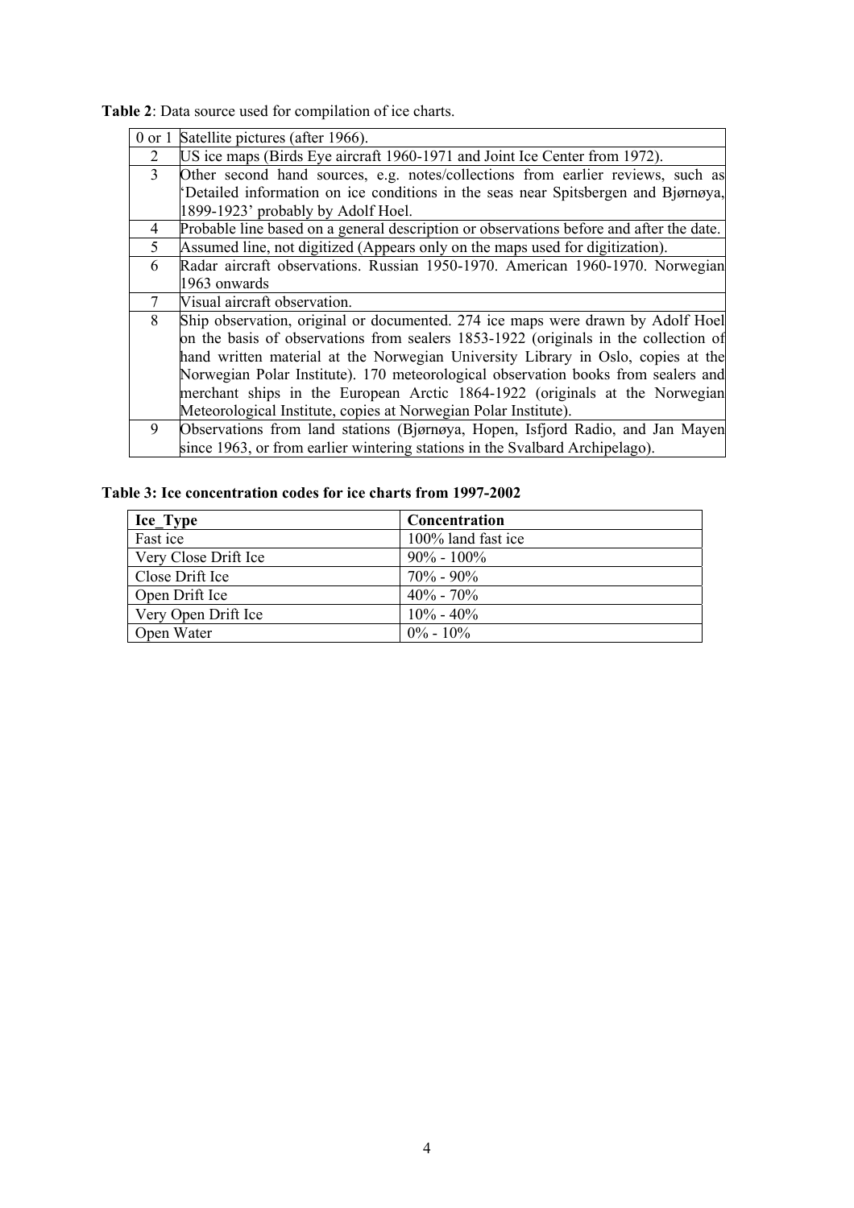**Table 2**: Data source used for compilation of ice charts.

| | |
|---|---|
| 0 or 1 | Satellite pictures (after 1966). |
| 2 | US ice maps (Birds Eye aircraft 1960-1971 and Joint Ice Center from 1972). |
| 3 | Other second hand sources, e.g. notes/collections from earlier reviews, such as 'Detailed information on ice conditions in the seas near Spitsbergen and Bjørnøya, 1899-1923' probably by Adolf Hoel. |
| 4 | Probable line based on a general description or observations before and after the date. |
| 5 | Assumed line, not digitized (Appears only on the maps used for digitization). |
| 6 | Radar aircraft observations. Russian 1950-1970. American 1960-1970. Norwegian 1963 onwards |
| 7 | Visual aircraft observation. |
| 8 | Ship observation, original or documented. 274 ice maps were drawn by Adolf Hoel on the basis of observations from sealers 1853-1922 (originals in the collection of hand written material at the Norwegian University Library in Oslo, copies at the Norwegian Polar Institute). 170 meteorological observation books from sealers and merchant ships in the European Arctic 1864-1922 (originals at the Norwegian Meteorological Institute, copies at Norwegian Polar Institute). |
| 9 | Observations from land stations (Bjørnøya, Hopen, Isfjord Radio, and Jan Mayen since 1963, or from earlier wintering stations in the Svalbard Archipelago). |

**Table 3: Ice concentration codes for ice charts from 1997-2002**

| Ice_Type | Concentration |
|---|---|
| Fast ice | 100% land fast ice |
| Very Close Drift Ice | 90% - 100% |
| Close Drift Ice | 70% - 90% |
| Open Drift Ice | 40% - 70% |
| Very Open Drift Ice | 10% - 40% |
| Open Water | 0% - 10% |